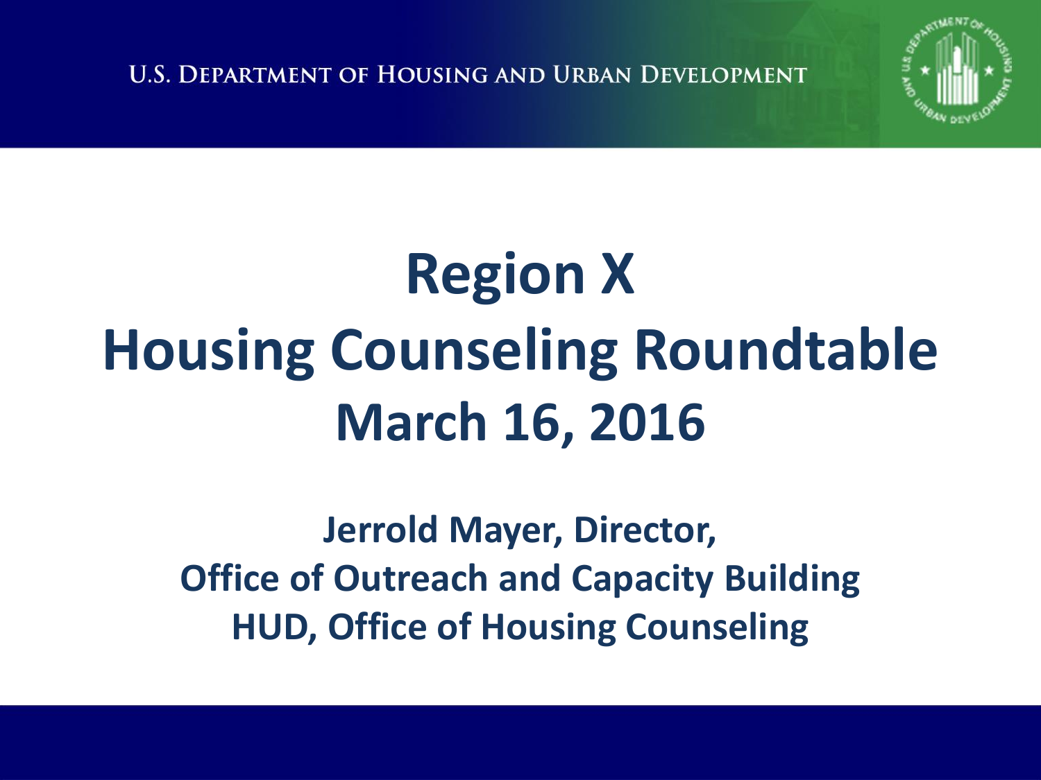U.S. Department of Housing and Urban Development

# Region X
# Housing Counseling Roundtable
# March 16, 2016

**Jerrold Mayer, Director,**
**Office of Outreach and Capacity Building**
**HUD, Office of Housing Counseling**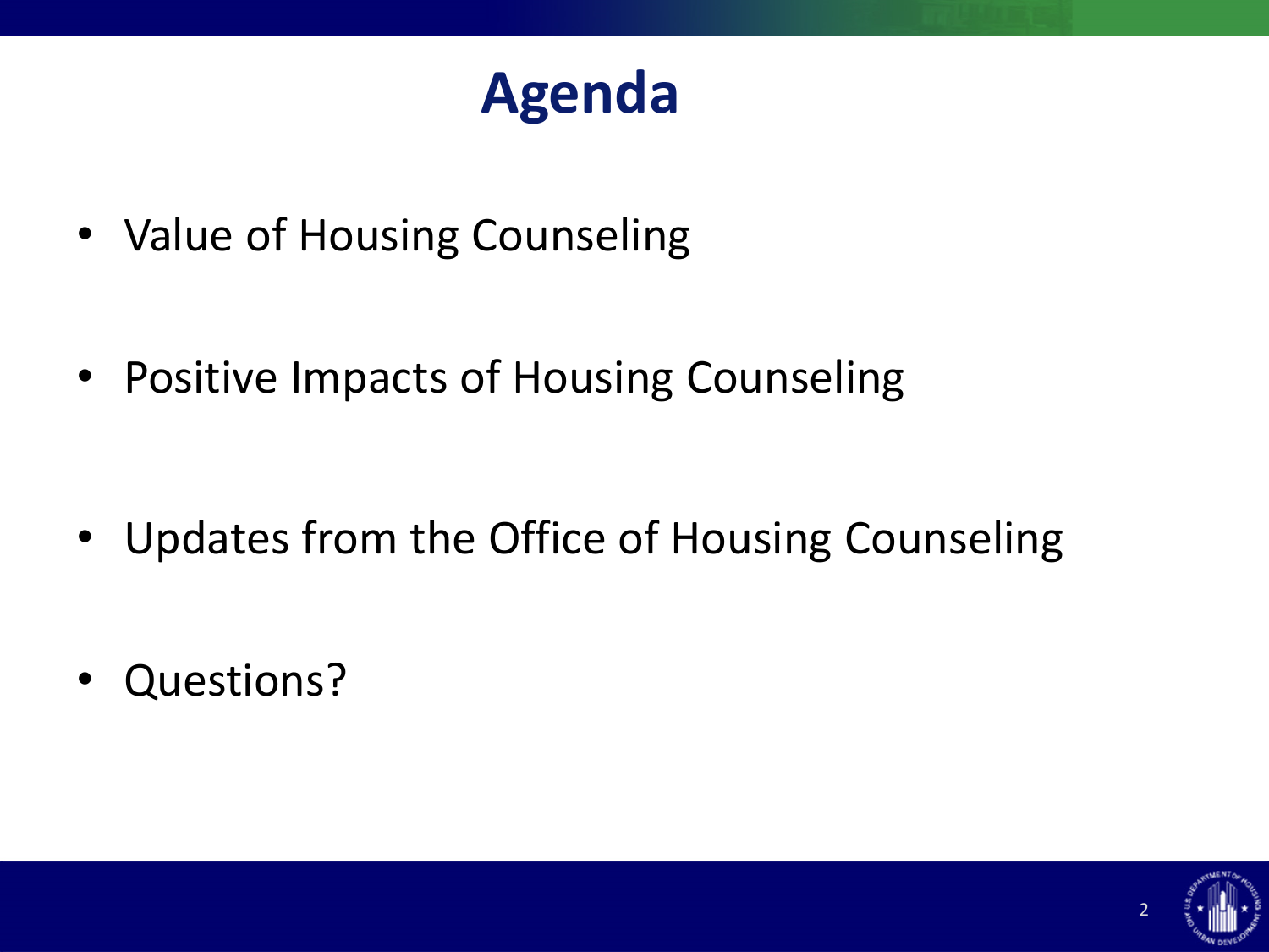# Agenda

- Value of Housing Counseling
- Positive Impacts of Housing Counseling
- Updates from the Office of Housing Counseling
- Questions?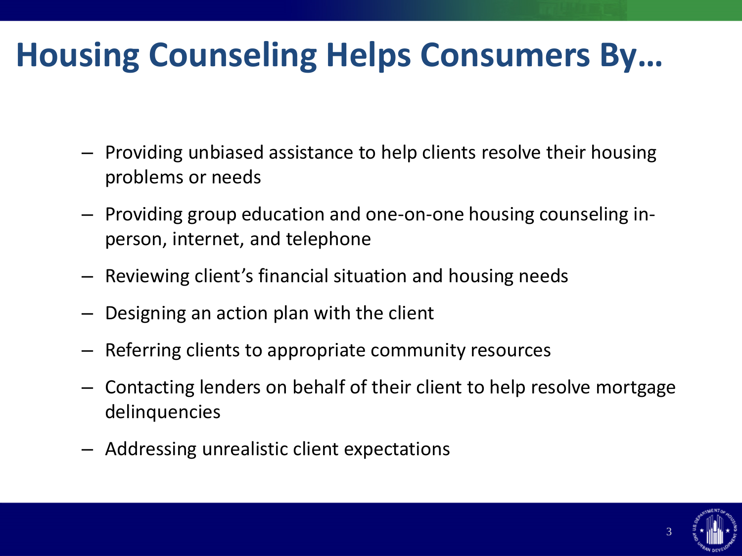# Housing Counseling Helps Consumers By…

- Providing unbiased assistance to help clients resolve their housing problems or needs
- Providing group education and one-on-one housing counseling in-person, internet, and telephone
- Reviewing client's financial situation and housing needs
- Designing an action plan with the client
- Referring clients to appropriate community resources
- Contacting lenders on behalf of their client to help resolve mortgage delinquencies
- Addressing unrealistic client expectations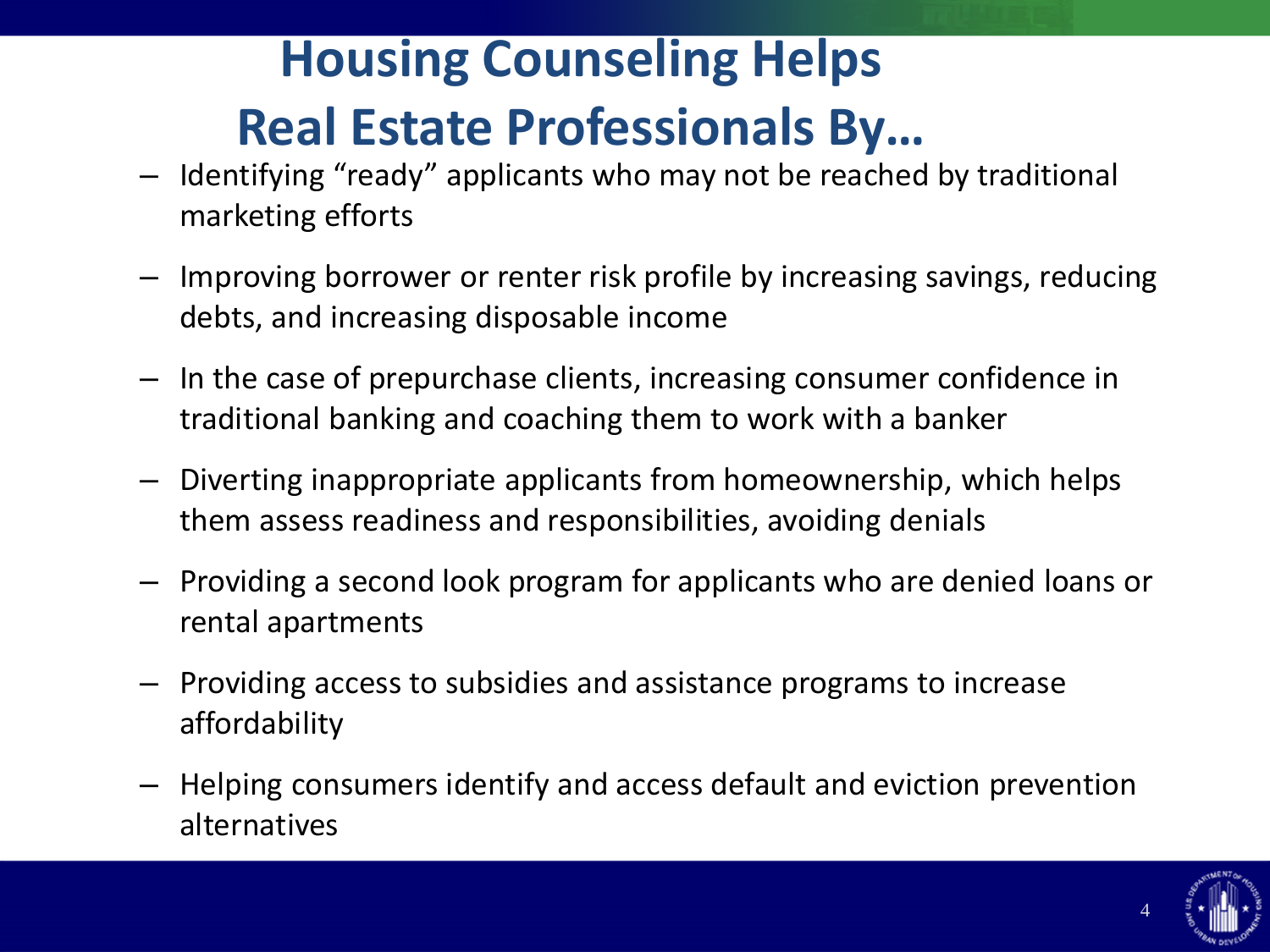# Housing Counseling Helps Real Estate Professionals By…

- Identifying "ready" applicants who may not be reached by traditional marketing efforts
- Improving borrower or renter risk profile by increasing savings, reducing debts, and increasing disposable income
- In the case of prepurchase clients, increasing consumer confidence in traditional banking and coaching them to work with a banker
- Diverting inappropriate applicants from homeownership, which helps them assess readiness and responsibilities, avoiding denials
- Providing a second look program for applicants who are denied loans or rental apartments
- Providing access to subsidies and assistance programs to increase affordability
- Helping consumers identify and access default and eviction prevention alternatives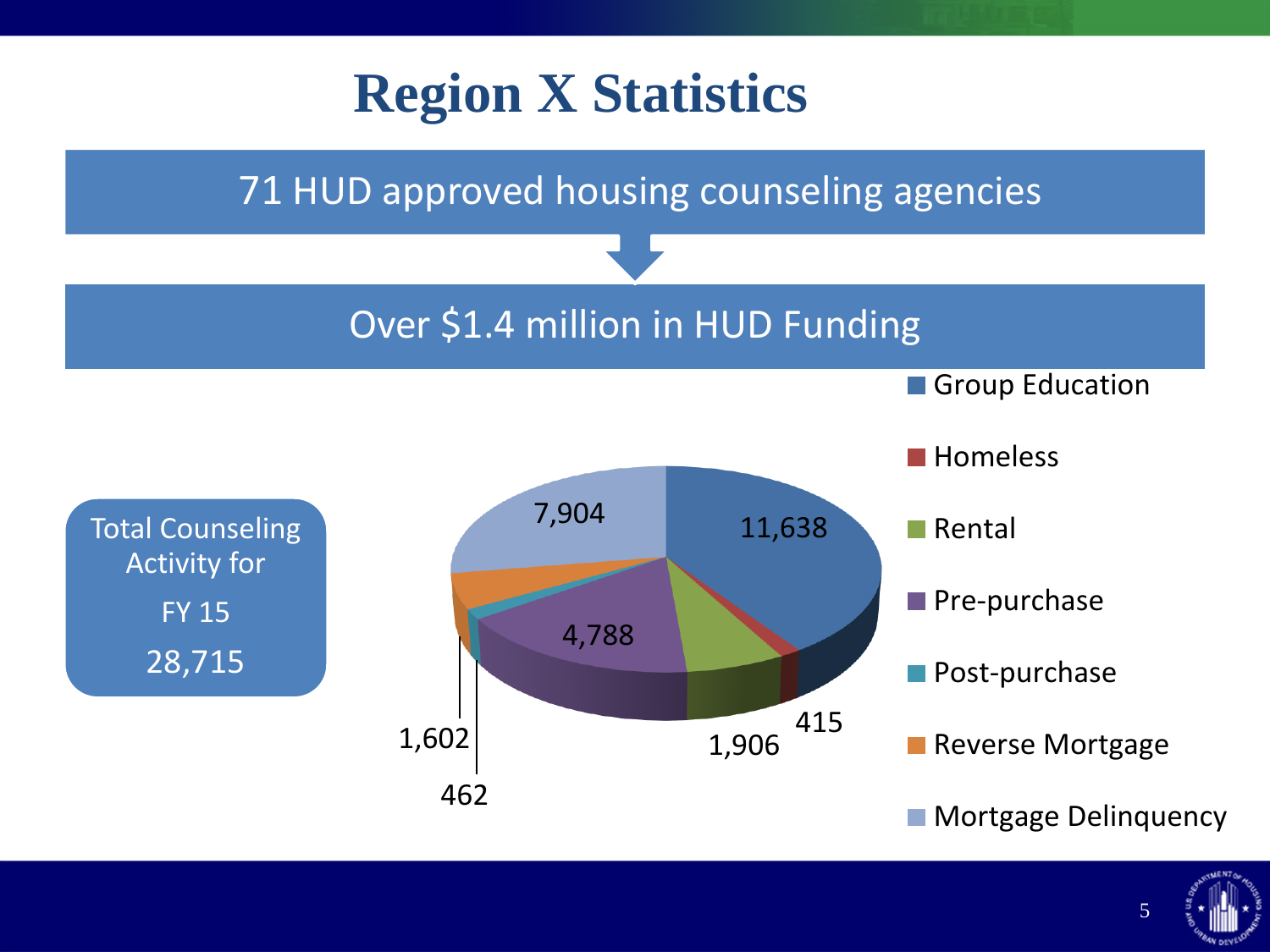# Region X Statistics

71 HUD approved housing counseling agencies

Over $1.4 million in HUD Funding

**Total Counseling Activity for FY 15**

**28,715**

| Counseling Type | Count |
|---|---|
| Group Education | 11,638 |
| Homeless | 415 |
| Rental | 1,906 |
| Pre-purchase | 4,788 |
| Post-purchase | 462 |
| Reverse Mortgage | 1,602 |
| Mortgage Delinquency | 7,904 |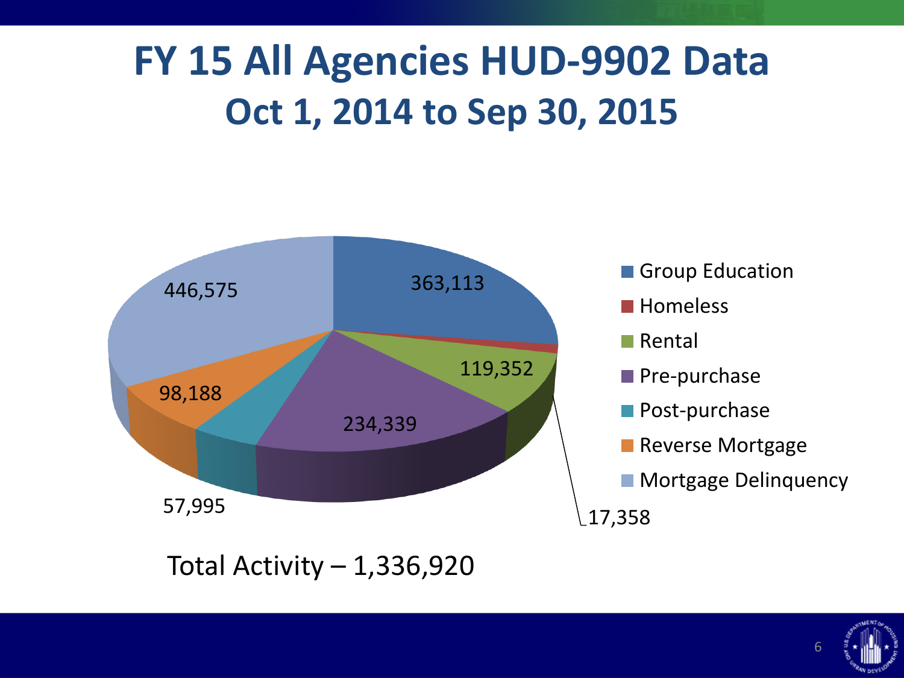# FY 15 All Agencies HUD-9902 Data

## Oct 1, 2014 to Sep 30, 2015

| Category | Count |
| --- | --- |
| Group Education | 363,113 |
| Homeless | 17,358 |
| Rental | 119,352 |
| Pre-purchase | 234,339 |
| Post-purchase | 57,995 |
| Reverse Mortgage | 98,188 |
| Mortgage Delinquency | 446,575 |

Total Activity – 1,336,920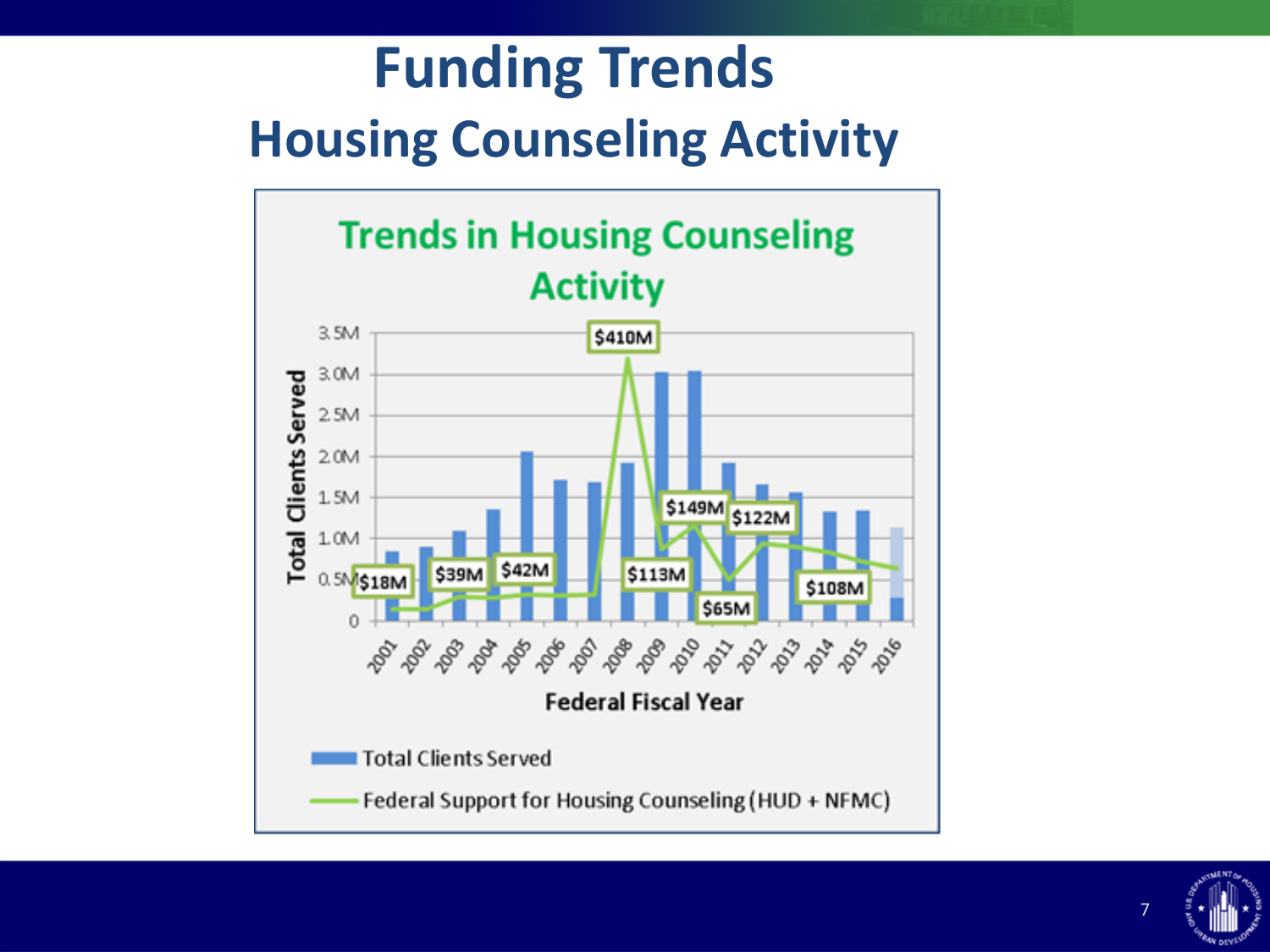# Funding Trends
## Housing Counseling Activity

**Trends in Housing Counseling Activity**

Total Clients Served

3.5M
3.0M
2.5M
2.0M
1.5M
1.0M
0.5M
0

$18M $39M $42M $410M $113M $149M $65M $122M $108M

2001 2002 2003 2004 2005 2006 2007 2008 2009 2010 2011 2012 2013 2014 2015 2016

**Federal Fiscal Year**

- Total Clients Served
- Federal Support for Housing Counseling (HUD + NFMC)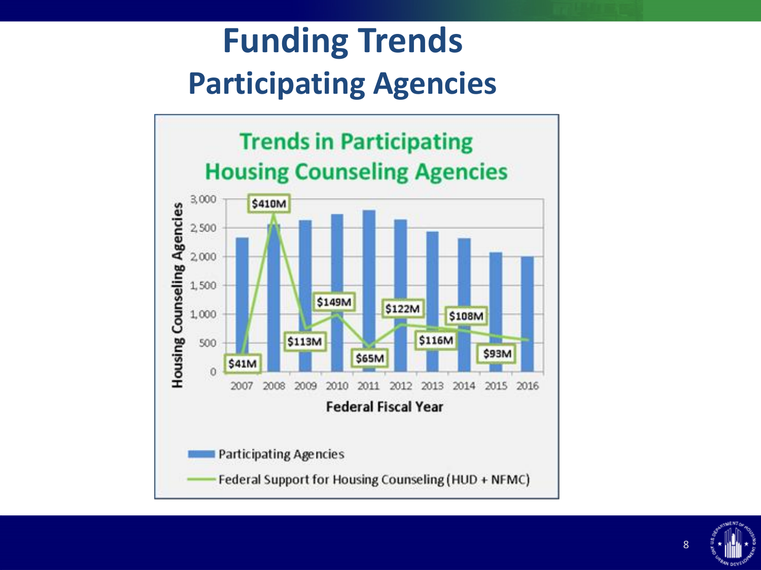# Funding Trends

## Participating Agencies

**Trends in Participating Housing Counseling Agencies**

| Federal Fiscal Year | Federal Support for Housing Counseling (HUD + NFMC) |
|---|---|
| 2007 | $41M |
| 2008 | $410M |
| 2009 | $113M |
| 2010 | $149M |
| 2011 | $65M |
| 2012 | $122M |
| 2013 | $116M |
| 2014 | $108M |
| 2015 | $93M |

Y-axis: Housing Counseling Agencies (0 – 3,000)

X-axis: Federal Fiscal Year (2007 – 2016)

Legend:
- Participating Agencies
- Federal Support for Housing Counseling (HUD + NFMC)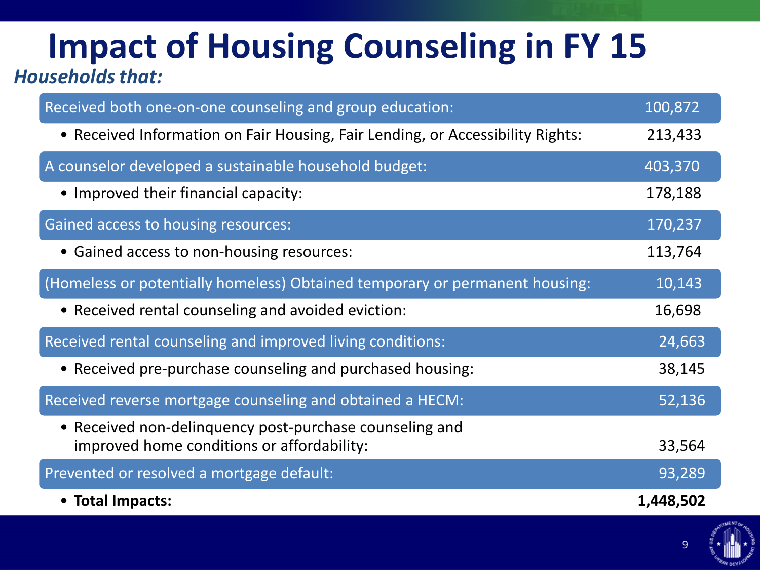# Impact of Housing Counseling in FY 15

***Households that:***

| Households that: | |
|---|---|
| Received both one-on-one counseling and group education: | 100,872 |
| • Received Information on Fair Housing, Fair Lending, or Accessibility Rights: | 213,433 |
| A counselor developed a sustainable household budget: | 403,370 |
| • Improved their financial capacity: | 178,188 |
| Gained access to housing resources: | 170,237 |
| • Gained access to non-housing resources: | 113,764 |
| (Homeless or potentially homeless) Obtained temporary or permanent housing: | 10,143 |
| • Received rental counseling and avoided eviction: | 16,698 |
| Received rental counseling and improved living conditions: | 24,663 |
| • Received pre-purchase counseling and purchased housing: | 38,145 |
| Received reverse mortgage counseling and obtained a HECM: | 52,136 |
| • Received non-delinquency post-purchase counseling and improved home conditions or affordability: | 33,564 |
| Prevented or resolved a mortgage default: | 93,289 |
| • **Total Impacts:** | **1,448,502** |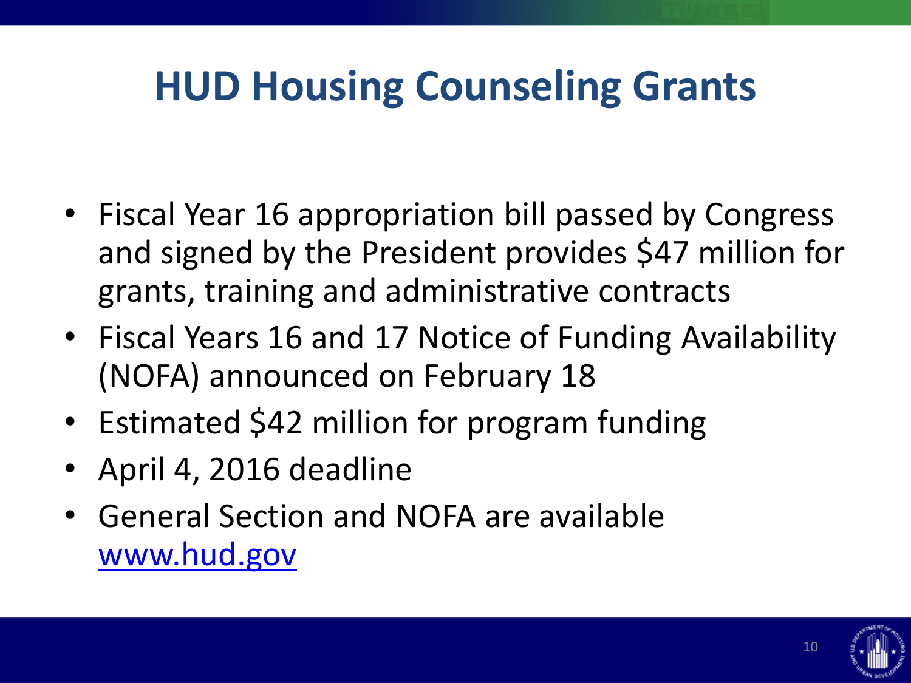# HUD Housing Counseling Grants

- Fiscal Year 16 appropriation bill passed by Congress and signed by the President provides $47 million for grants, training and administrative contracts
- Fiscal Years 16 and 17 Notice of Funding Availability (NOFA) announced on February 18
- Estimated $42 million for program funding
- April 4, 2016 deadline
- General Section and NOFA are available [www.hud.gov](http://www.hud.gov)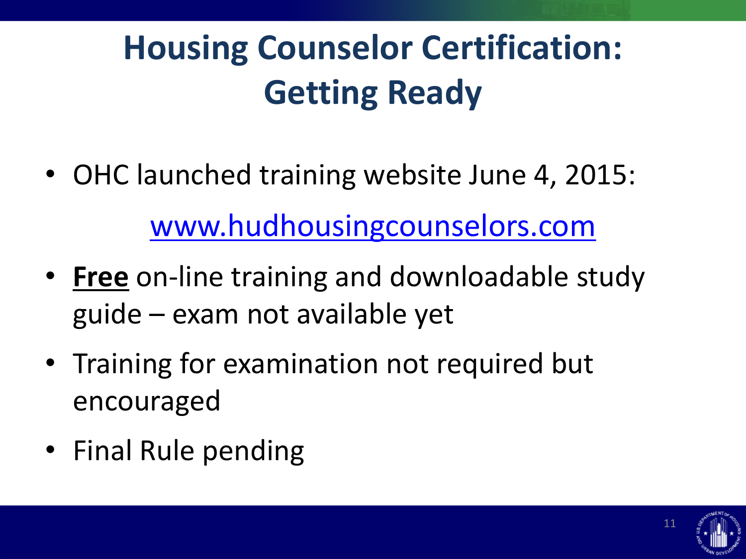# Housing Counselor Certification: Getting Ready

- OHC launched training website June 4, 2015:

  www.hudhousingcounselors.com

- **Free** on-line training and downloadable study guide – exam not available yet
- Training for examination not required but encouraged
- Final Rule pending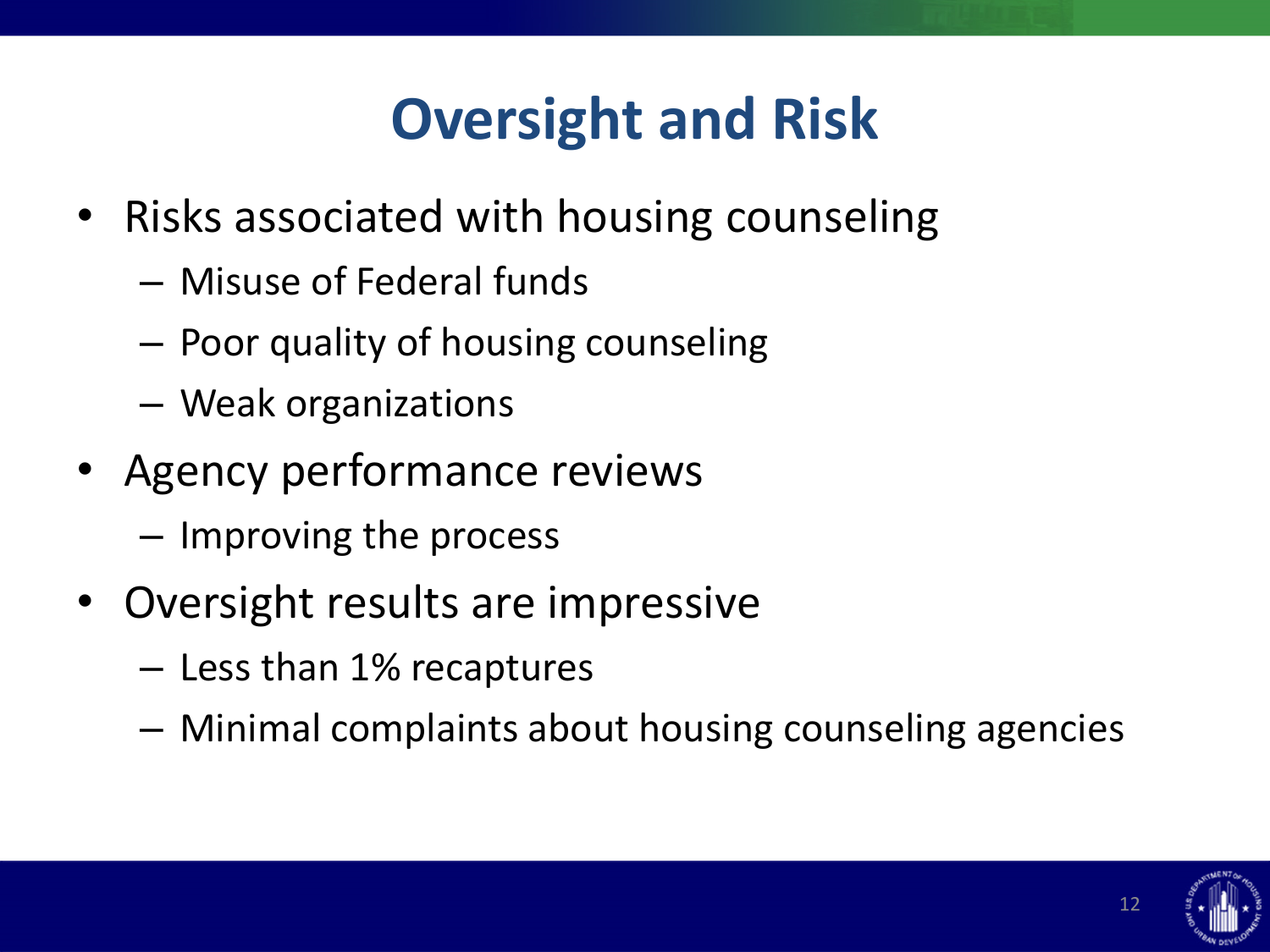# Oversight and Risk

- Risks associated with housing counseling
  - Misuse of Federal funds
  - Poor quality of housing counseling
  - Weak organizations
- Agency performance reviews
  - Improving the process
- Oversight results are impressive
  - Less than 1% recaptures
  - Minimal complaints about housing counseling agencies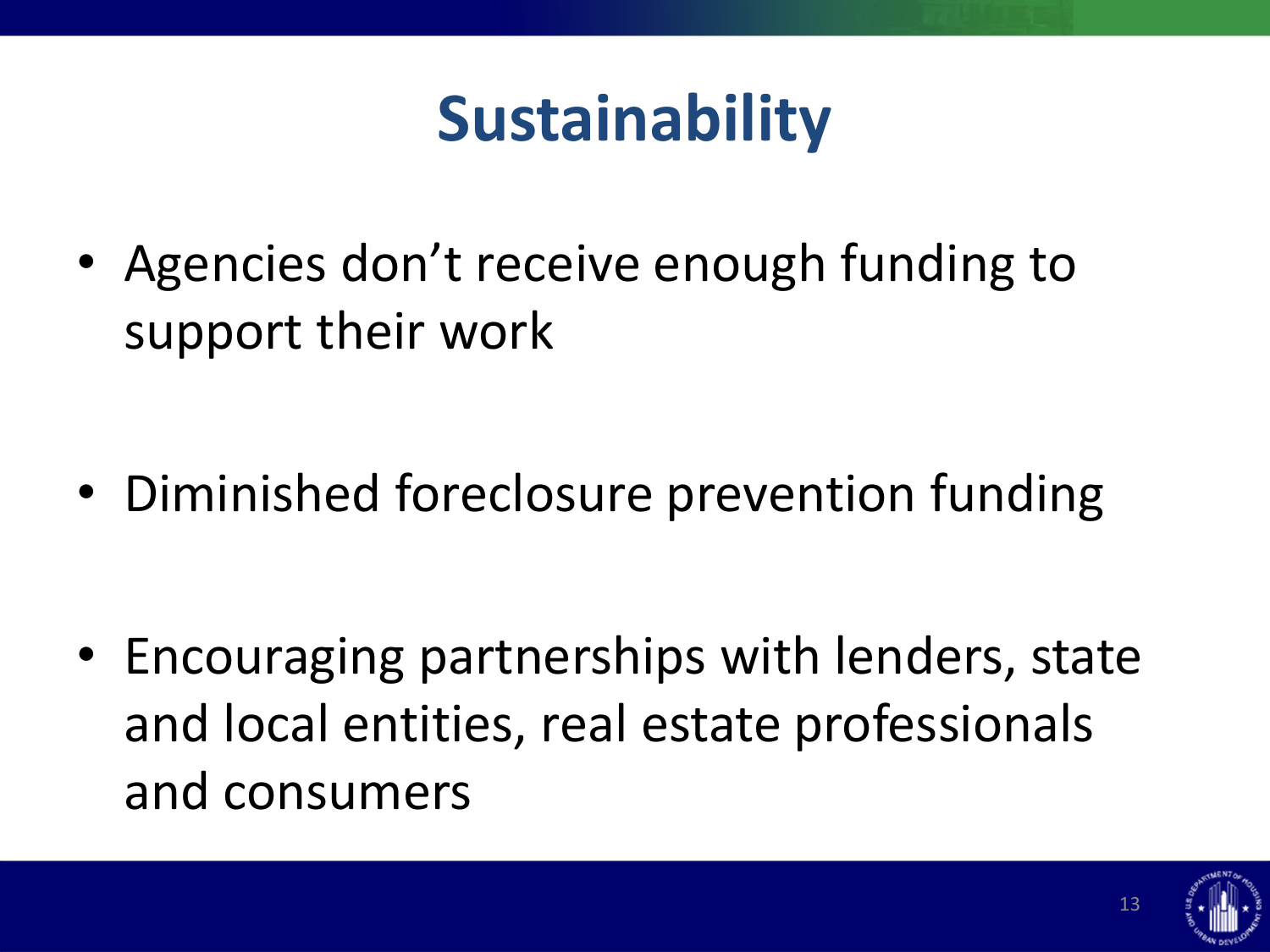# Sustainability

- Agencies don’t receive enough funding to support their work
- Diminished foreclosure prevention funding
- Encouraging partnerships with lenders, state and local entities, real estate professionals and consumers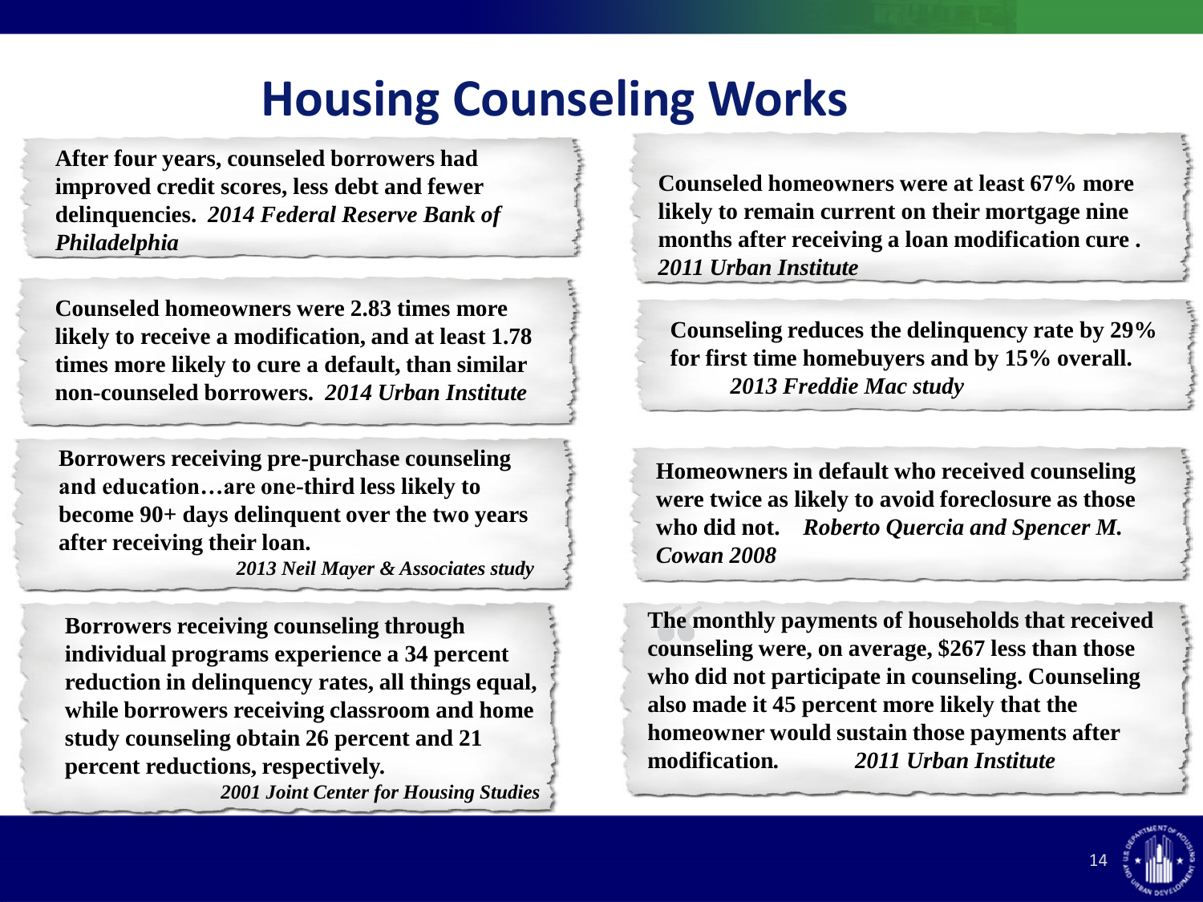# Housing Counseling Works

**After four years, counseled borrowers had improved credit scores, less debt and fewer delinquencies.** ***2014 Federal Reserve Bank of Philadelphia***

**Counseled homeowners were 2.83 times more likely to receive a modification, and at least 1.78 times more likely to cure a default, than similar non-counseled borrowers.** ***2014 Urban Institute***

**Borrowers receiving pre-purchase counseling and education…are one-third less likely to become 90+ days delinquent over the two years after receiving their loan.** ***2013 Neil Mayer & Associates study***

**Borrowers receiving counseling through individual programs experience a 34 percent reduction in delinquency rates, all things equal, while borrowers receiving classroom and home study counseling obtain 26 percent and 21 percent reductions, respectively.** ***2001 Joint Center for Housing Studies***

**Counseled homeowners were at least 67% more likely to remain current on their mortgage nine months after receiving a loan modification cure .** ***2011 Urban Institute***

**Counseling reduces the delinquency rate by 29% for first time homebuyers and by 15% overall.** ***2013 Freddie Mac study***

**Homeowners in default who received counseling were twice as likely to avoid foreclosure as those who did not.** ***Roberto Quercia and Spencer M. Cowan 2008***

**The monthly payments of households that received counseling were, on average, $267 less than those who did not participate in counseling. Counseling also made it 45 percent more likely that the homeowner would sustain those payments after modification.** ***2011 Urban Institute***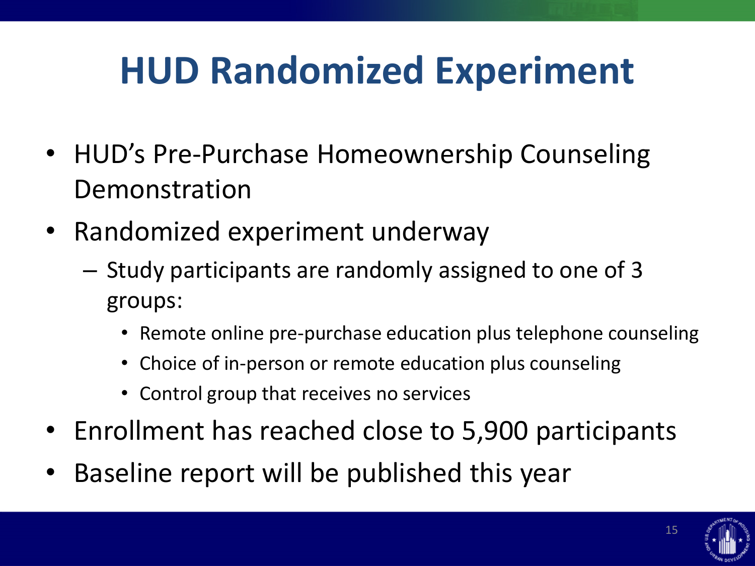# HUD Randomized Experiment

- HUD's Pre-Purchase Homeownership Counseling Demonstration
- Randomized experiment underway
  - Study participants are randomly assigned to one of 3 groups:
    - Remote online pre-purchase education plus telephone counseling
    - Choice of in-person or remote education plus counseling
    - Control group that receives no services
- Enrollment has reached close to 5,900 participants
- Baseline report will be published this year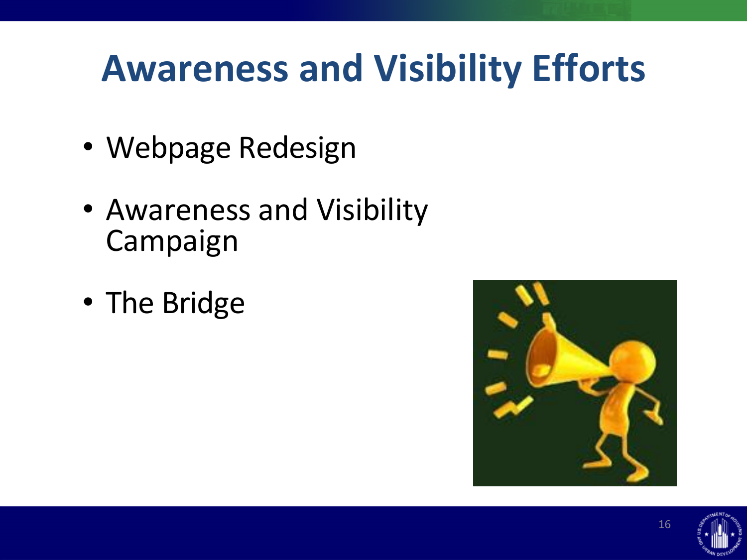# Awareness and Visibility Efforts

- Webpage Redesign
- Awareness and Visibility Campaign
- The Bridge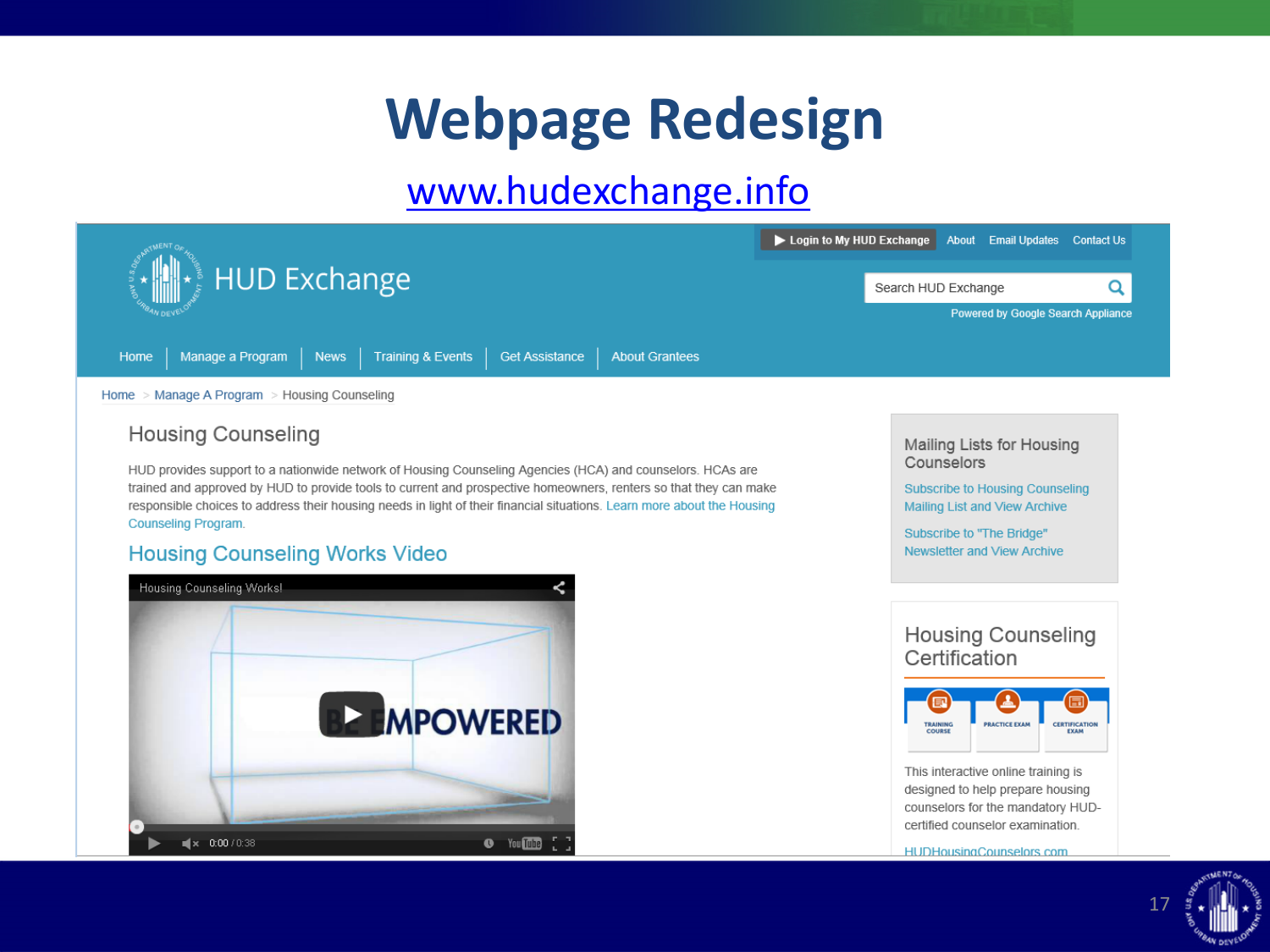# Webpage Redesign

www.hudexchange.info

HUD Exchange

Login to My HUD Exchange | About | Email Updates | Contact Us

Search HUD Exchange

Powered by Google Search Appliance

Home | Manage a Program | News | Training & Events | Get Assistance | About Grantees

Home > Manage A Program > Housing Counseling

## Housing Counseling

HUD provides support to a nationwide network of Housing Counseling Agencies (HCA) and counselors. HCAs are trained and approved by HUD to provide tools to current and prospective homeowners, renters so that they can make responsible choices to address their housing needs in light of their financial situations. Learn more about the Housing Counseling Program.

### Housing Counseling Works Video

Housing Counseling Works!

BE EMPOWERED

0:00 / 0:38

### Mailing Lists for Housing Counselors

Subscribe to Housing Counseling Mailing List and View Archive

Subscribe to "The Bridge" Newsletter and View Archive

### Housing Counseling Certification

TRAINING COURSE | PRACTICE EXAM | CERTIFICATION EXAM

This interactive online training is designed to help prepare housing counselors for the mandatory HUD-certified counselor examination.

HUDHousingCounselors.com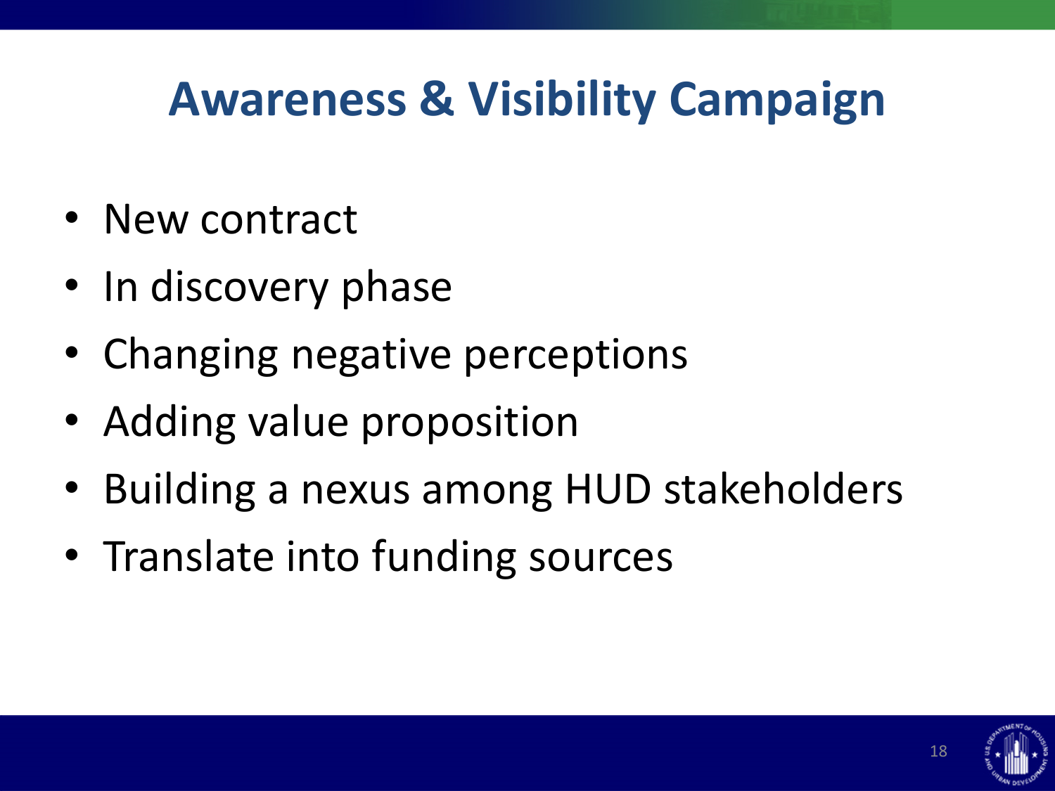# Awareness & Visibility Campaign

- New contract
- In discovery phase
- Changing negative perceptions
- Adding value proposition
- Building a nexus among HUD stakeholders
- Translate into funding sources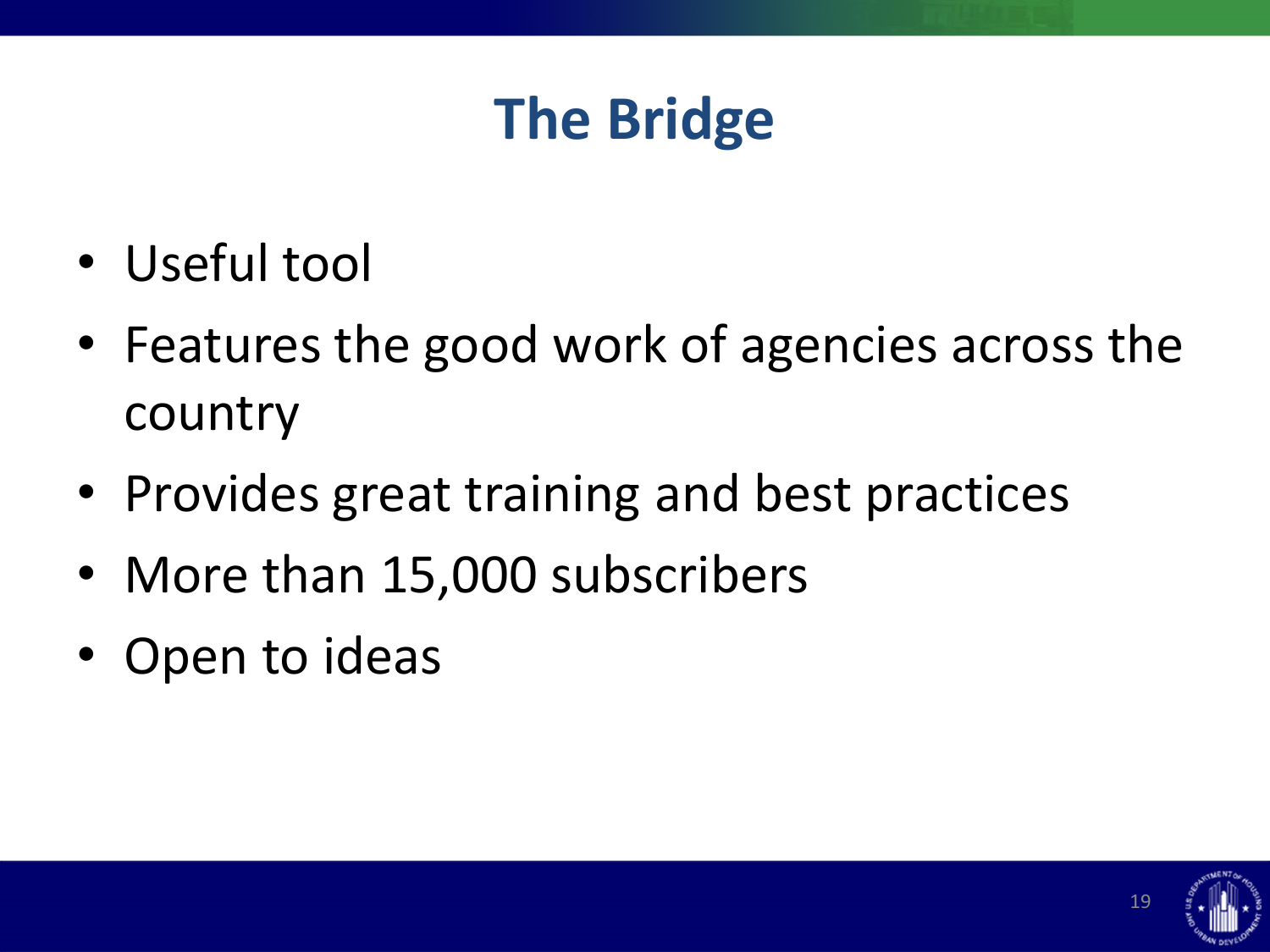# The Bridge

- Useful tool
- Features the good work of agencies across the country
- Provides great training and best practices
- More than 15,000 subscribers
- Open to ideas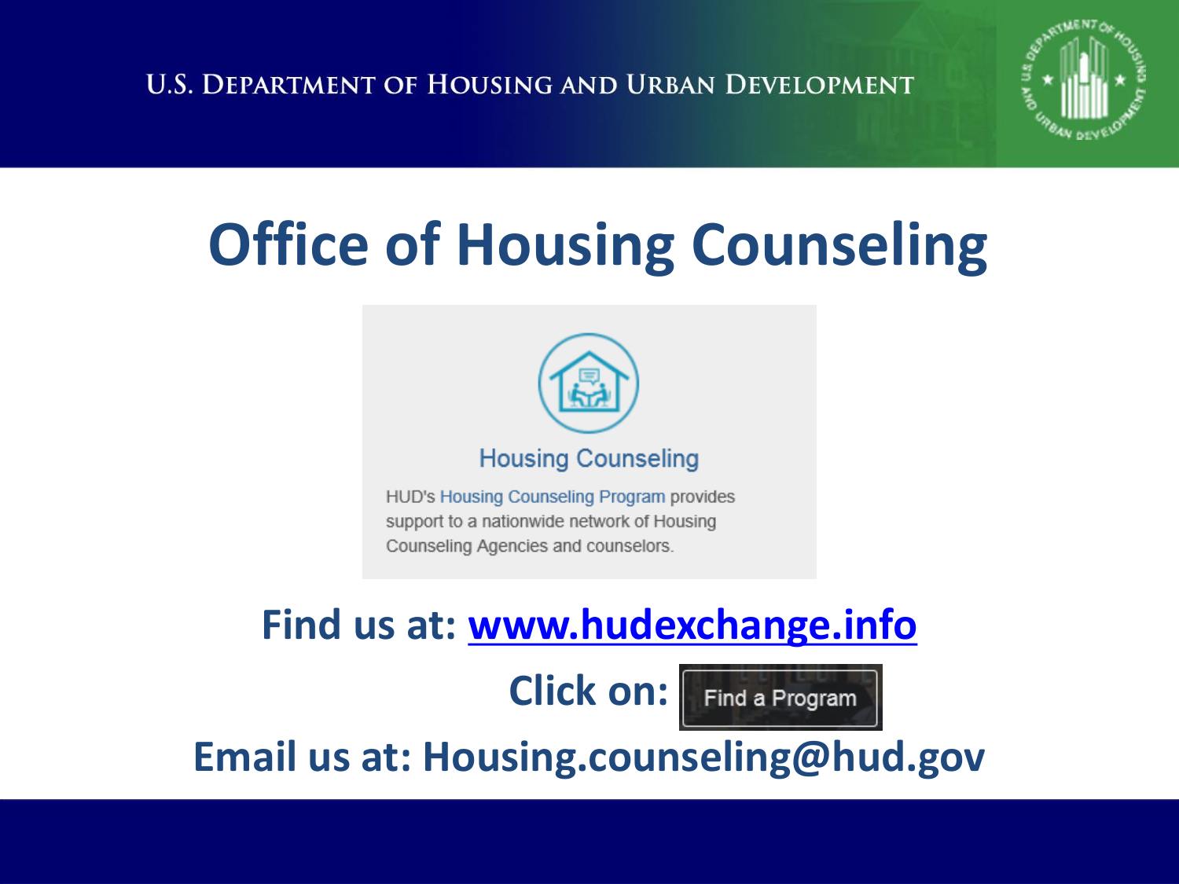U.S. DEPARTMENT OF HOUSING AND URBAN DEVELOPMENT

# Office of Housing Counseling

Housing Counseling

HUD's Housing Counseling Program provides support to a nationwide network of Housing Counseling Agencies and counselors.

**Find us at: www.hudexchange.info**

**Click on:** Find a Program

**Email us at: Housing.counseling@hud.gov**